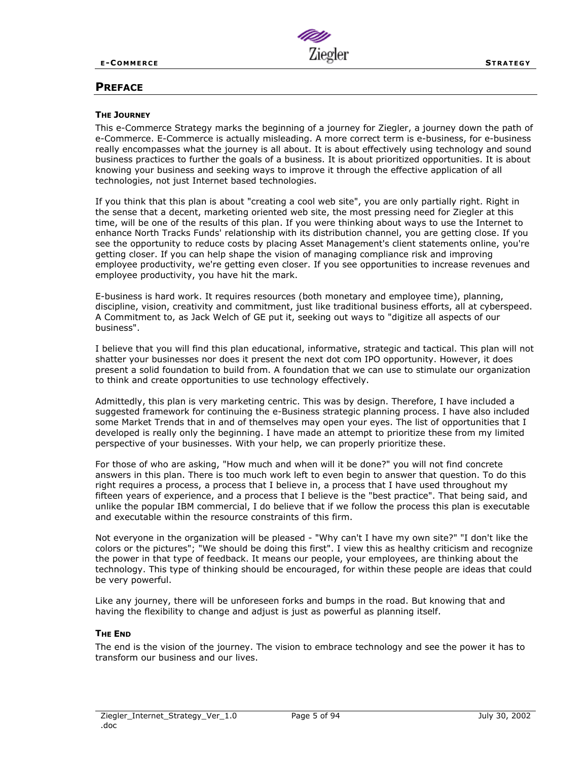# PREFACE

### THE JOURNEY

This e-Commerce Strategy marks the beginning of a journey for Ziegler, a journey down the path of e-Commerce. E-Commerce is actually misleading. A more correct term is e-business, for e-business really encompasses what the journey is all about. It is about effectively using technology and sound business practices to further the goals of a business. It is about prioritized opportunities. It is about knowing your business and seeking ways to improve it through the effective application of all technologies, not just Internet based technologies.

If you think that this plan is about "creating a cool web site", you are only partially right. Right in the sense that a decent, marketing oriented web site, the most pressing need for Ziegler at this time, will be one of the results of this plan. If you were thinking about ways to use the Internet to enhance North Tracks Funds' relationship with its distribution channel, you are getting close. If you see the opportunity to reduce costs by placing Asset Management's client statements online, you're getting closer. If you can help shape the vision of managing compliance risk and improving employee productivity, we're getting even closer. If you see opportunities to increase revenues and employee productivity, you have hit the mark.

E-business is hard work. It requires resources (both monetary and employee time), planning, discipline, vision, creativity and commitment, just like traditional business efforts, all at cyberspeed. A Commitment to, as Jack Welch of GE put it, seeking out ways to "digitize all aspects of our business".

I believe that you will find this plan educational, informative, strategic and tactical. This plan will not shatter your businesses nor does it present the next dot com IPO opportunity. However, it does present a solid foundation to build from. A foundation that we can use to stimulate our organization to think and create opportunities to use technology effectively.

Admittedly, this plan is very marketing centric. This was by design. Therefore, I have included a suggested framework for continuing the e-Business strategic planning process. I have also included some Market Trends that in and of themselves may open your eyes. The list of opportunities that I developed is really only the beginning. I have made an attempt to prioritize these from my limited perspective of your businesses. With your help, we can properly prioritize these.

For those of who are asking, "How much and when will it be done?" you will not find concrete answers in this plan. There is too much work left to even begin to answer that question. To do this right requires a process, a process that I believe in, a process that I have used throughout my fifteen years of experience, and a process that I believe is the "best practice". That being said, and unlike the popular IBM commercial, I do believe that if we follow the process this plan is executable and executable within the resource constraints of this firm.

Not everyone in the organization will be pleased - "Why can't I have my own site?" "I don't like the colors or the pictures"; "We should be doing this first". I view this as healthy criticism and recognize the power in that type of feedback. It means our people, your employees, are thinking about the technology. This type of thinking should be encouraged, for within these people are ideas that could be very powerful.

Like any journey, there will be unforeseen forks and bumps in the road. But knowing that and having the flexibility to change and adjust is just as powerful as planning itself.

### THE END

The end is the vision of the journey. The vision to embrace technology and see the power it has to transform our business and our lives.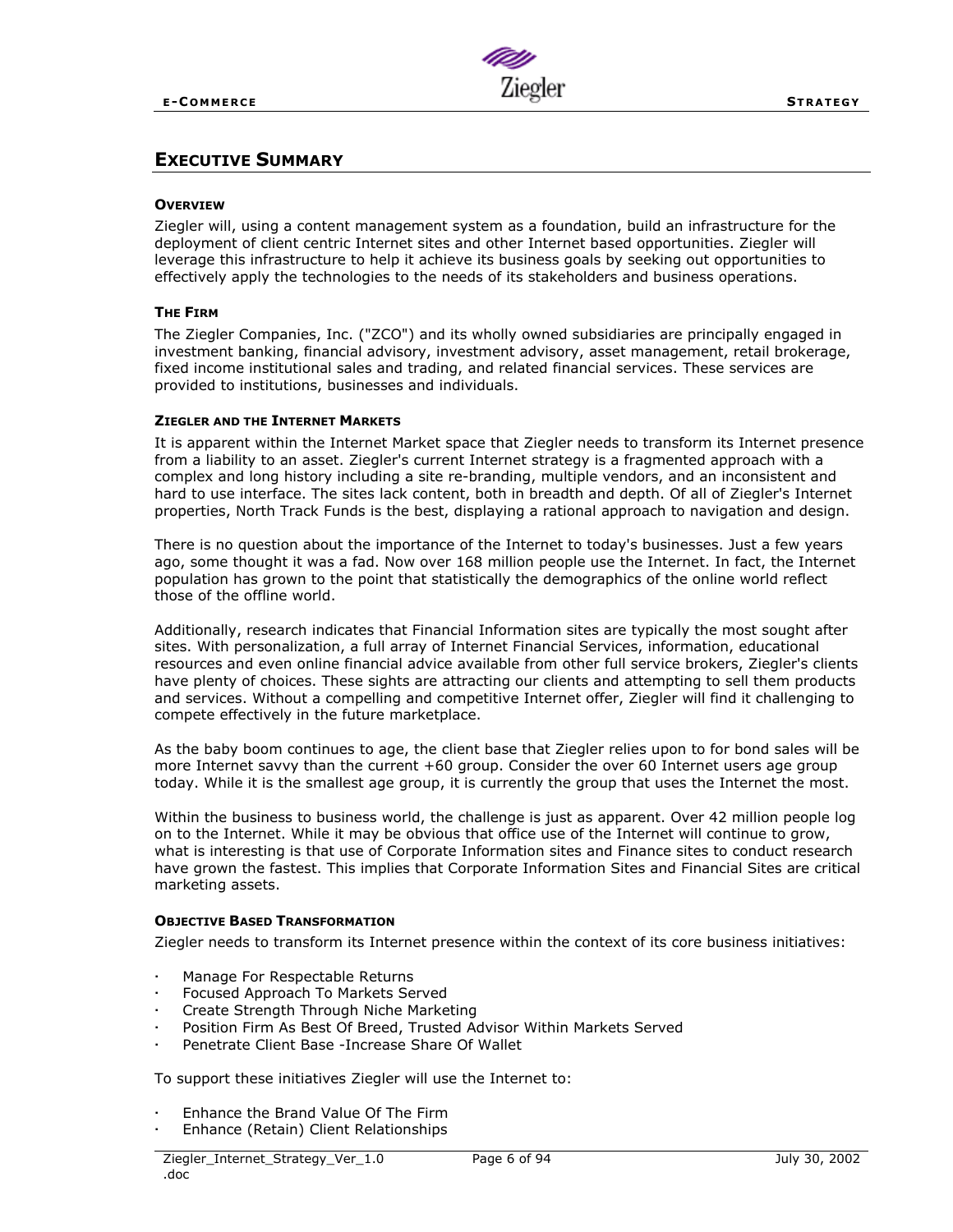## EXECUTIVE SUMMARY

#### OVERVIEW

Ziegler will, using a content management system as a foundation, build an infrastructure for the deployment of client centric Internet sites and other Internet based opportunities. Ziegler will leverage this infrastructure to help it achieve its business goals by seeking out opportunities to effectively apply the technologies to the needs of its stakeholders and business operations.

#### THE FIRM

The Ziegler Companies, Inc. ("ZCO") and its wholly owned subsidiaries are principally engaged in investment banking, financial advisory, investment advisory, asset management, retail brokerage, fixed income institutional sales and trading, and related financial services. These services are provided to institutions, businesses and individuals.

#### ZIEGLER AND THE INTERNET MARKETS

It is apparent within the Internet Market space that Ziegler needs to transform its Internet presence from a liability to an asset. Ziegler's current Internet strategy is a fragmented approach with a complex and long history including a site re-branding, multiple vendors, and an inconsistent and hard to use interface. The sites lack content, both in breadth and depth. Of all of Ziegler's Internet properties, North Track Funds is the best, displaying a rational approach to navigation and design.

There is no question about the importance of the Internet to today's businesses. Just a few years ago, some thought it was a fad. Now over 168 million people use the Internet. In fact, the Internet population has grown to the point that statistically the demographics of the online world reflect those of the offline world.

Additionally, research indicates that Financial Information sites are typically the most sought after sites. With personalization, a full array of Internet Financial Services, information, educational resources and even online financial advice available from other full service brokers, Ziegler's clients have plenty of choices. These sights are attracting our clients and attempting to sell them products and services. Without a compelling and competitive Internet offer, Ziegler will find it challenging to compete effectively in the future marketplace.

As the baby boom continues to age, the client base that Ziegler relies upon to for bond sales will be more Internet savvy than the current +60 group. Consider the over 60 Internet users age group today. While it is the smallest age group, it is currently the group that uses the Internet the most.

Within the business to business world, the challenge is just as apparent. Over 42 million people log on to the Internet. While it may be obvious that office use of the Internet will continue to grow, what is interesting is that use of Corporate Information sites and Finance sites to conduct research have grown the fastest. This implies that Corporate Information Sites and Financial Sites are critical marketing assets.

#### OBJECTIVE BASED TRANSFORMATION

Ziegler needs to transform its Internet presence within the context of its core business initiatives:

- Manage For Respectable Returns
- Focused Approach To Markets Served
- Create Strength Through Niche Marketing
- Position Firm As Best Of Breed, Trusted Advisor Within Markets Served
- Penetrate Client Base -Increase Share Of Wallet

To support these initiatives Ziegler will use the Internet to:

- Enhance the Brand Value Of The Firm
- Enhance (Retain) Client Relationships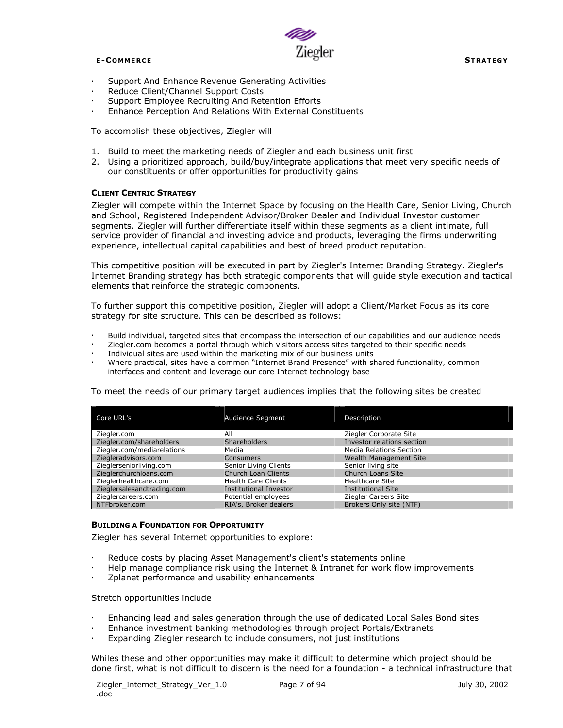- Support And Enhance Revenue Generating Activities
- Reduce Client/Channel Support Costs
- Support Employee Recruiting And Retention Efforts
- Enhance Perception And Relations With External Constituents

To accomplish these objectives, Ziegler will

1. Build to meet the marketing needs of Ziegler and each business unit first
2. Using a prioritized approach, build/buy/integrate applications that meet very specific needs of our constituents or offer opportunities for productivity gains

**CLIENT CENTRIC STRATEGY**

Ziegler will compete within the Internet Space by focusing on the Health Care, Senior Living, Church and School, Registered Independent Advisor/Broker Dealer and Individual Investor customer segments. Ziegler will further differentiate itself within these segments as a client intimate, full service provider of financial and investing advice and products, leveraging the firms underwriting experience, intellectual capital capabilities and best of breed product reputation.

This competitive position will be executed in part by Ziegler's Internet Branding Strategy. Ziegler's Internet Branding strategy has both strategic components that will guide style execution and tactical elements that reinforce the strategic components.

To further support this competitive position, Ziegler will adopt a Client/Market Focus as its core strategy for site structure. This can be described as follows:

- Build individual, targeted sites that encompass the intersection of our capabilities and our audience needs
- Ziegler.com becomes a portal through which visitors access sites targeted to their specific needs
- Individual sites are used within the marketing mix of our business units
- Where practical, sites have a common "Internet Brand Presence" with shared functionality, common interfaces and content and leverage our core Internet technology base

To meet the needs of our primary target audiences implies that the following sites be created

| Core URL's | Audience Segment | Description |
|---|---|---|
| Ziegler.com | All | Ziegler Corporate Site |
| Ziegler.com/shareholders | Shareholders | Investor relations section |
| Ziegler.com/mediarelations | Media | Media Relations Section |
| Ziegleradvisors.com | Consumers | Wealth Management Site |
| Zieglerseniorliving.com | Senior Living Clients | Senior living site |
| Zieglerchurchloans.com | Church Loan Clients | Church Loans Site |
| Zieglerhealthcare.com | Health Care Clients | Healthcare Site |
| Zieglersalesandtrading.com | Institutional Investor | Institutional Site |
| Zieglercareers.com | Potential employees | Ziegler Careers Site |
| NTFbroker.com | RIA's, Broker dealers | Brokers Only site (NTF) |

**BUILDING A FOUNDATION FOR OPPORTUNITY**

Ziegler has several Internet opportunities to explore:

- Reduce costs by placing Asset Management's client's statements online
- Help manage compliance risk using the Internet & Intranet for work flow improvements
- Zplanet performance and usability enhancements

Stretch opportunities include

- Enhancing lead and sales generation through the use of dedicated Local Sales Bond sites
- Enhance investment banking methodologies through project Portals/Extranets
- Expanding Ziegler research to include consumers, not just institutions

Whiles these and other opportunities may make it difficult to determine which project should be done first, what is not difficult to discern is the need for a foundation - a technical infrastructure that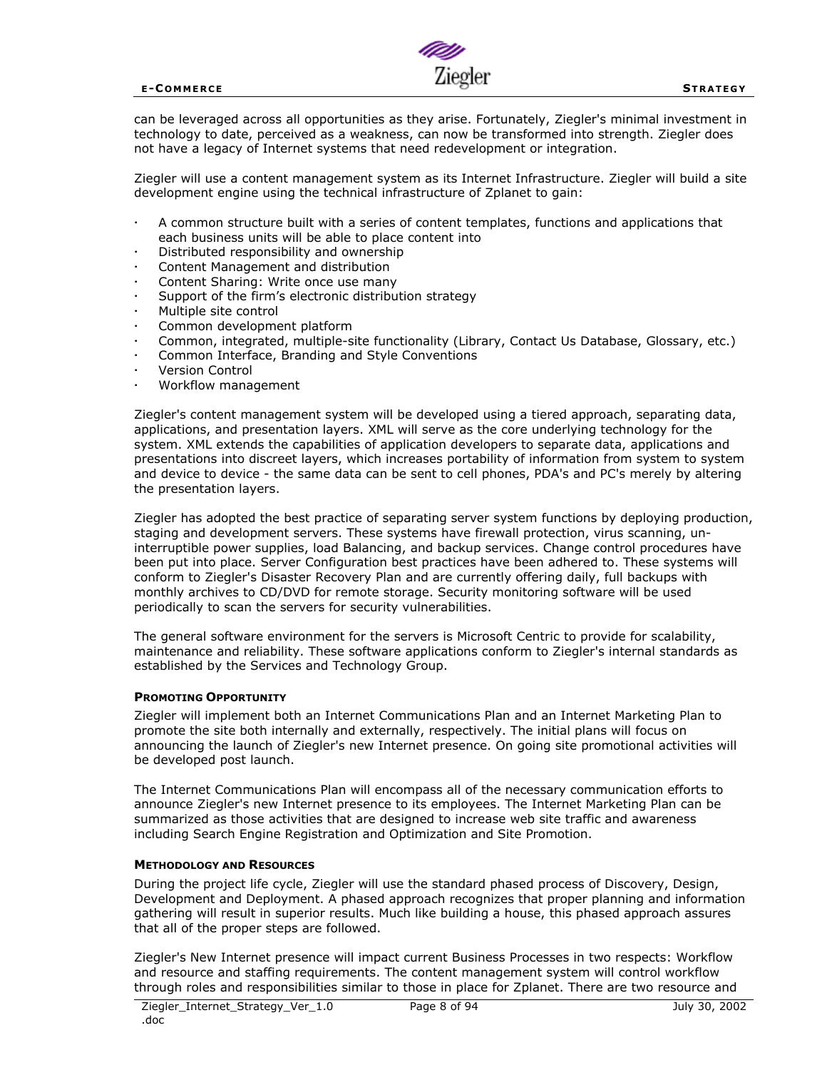can be leveraged across all opportunities as they arise. Fortunately, Ziegler's minimal investment in technology to date, perceived as a weakness, can now be transformed into strength. Ziegler does not have a legacy of Internet systems that need redevelopment or integration.

Ziegler will use a content management system as its Internet Infrastructure. Ziegler will build a site development engine using the technical infrastructure of Zplanet to gain:

- A common structure built with a series of content templates, functions and applications that each business units will be able to place content into
- Distributed responsibility and ownership
- Content Management and distribution
- Content Sharing: Write once use many
- Support of the firm's electronic distribution strategy
- Multiple site control
- Common development platform
- Common, integrated, multiple-site functionality (Library, Contact Us Database, Glossary, etc.)
- Common Interface, Branding and Style Conventions
- Version Control
- Workflow management

Ziegler's content management system will be developed using a tiered approach, separating data, applications, and presentation layers. XML will serve as the core underlying technology for the system. XML extends the capabilities of application developers to separate data, applications and presentations into discreet layers, which increases portability of information from system to system and device to device - the same data can be sent to cell phones, PDA's and PC's merely by altering the presentation layers.

Ziegler has adopted the best practice of separating server system functions by deploying production, staging and development servers. These systems have firewall protection, virus scanning, un-interruptible power supplies, load Balancing, and backup services. Change control procedures have been put into place. Server Configuration best practices have been adhered to. These systems will conform to Ziegler's Disaster Recovery Plan and are currently offering daily, full backups with monthly archives to CD/DVD for remote storage. Security monitoring software will be used periodically to scan the servers for security vulnerabilities.

The general software environment for the servers is Microsoft Centric to provide for scalability, maintenance and reliability. These software applications conform to Ziegler's internal standards as established by the Services and Technology Group.

#### PROMOTING OPPORTUNITY

Ziegler will implement both an Internet Communications Plan and an Internet Marketing Plan to promote the site both internally and externally, respectively. The initial plans will focus on announcing the launch of Ziegler's new Internet presence. On going site promotional activities will be developed post launch.

The Internet Communications Plan will encompass all of the necessary communication efforts to announce Ziegler's new Internet presence to its employees. The Internet Marketing Plan can be summarized as those activities that are designed to increase web site traffic and awareness including Search Engine Registration and Optimization and Site Promotion.

#### METHODOLOGY AND RESOURCES

During the project life cycle, Ziegler will use the standard phased process of Discovery, Design, Development and Deployment. A phased approach recognizes that proper planning and information gathering will result in superior results. Much like building a house, this phased approach assures that all of the proper steps are followed.

Ziegler's New Internet presence will impact current Business Processes in two respects: Workflow and resource and staffing requirements. The content management system will control workflow through roles and responsibilities similar to those in place for Zplanet. There are two resource and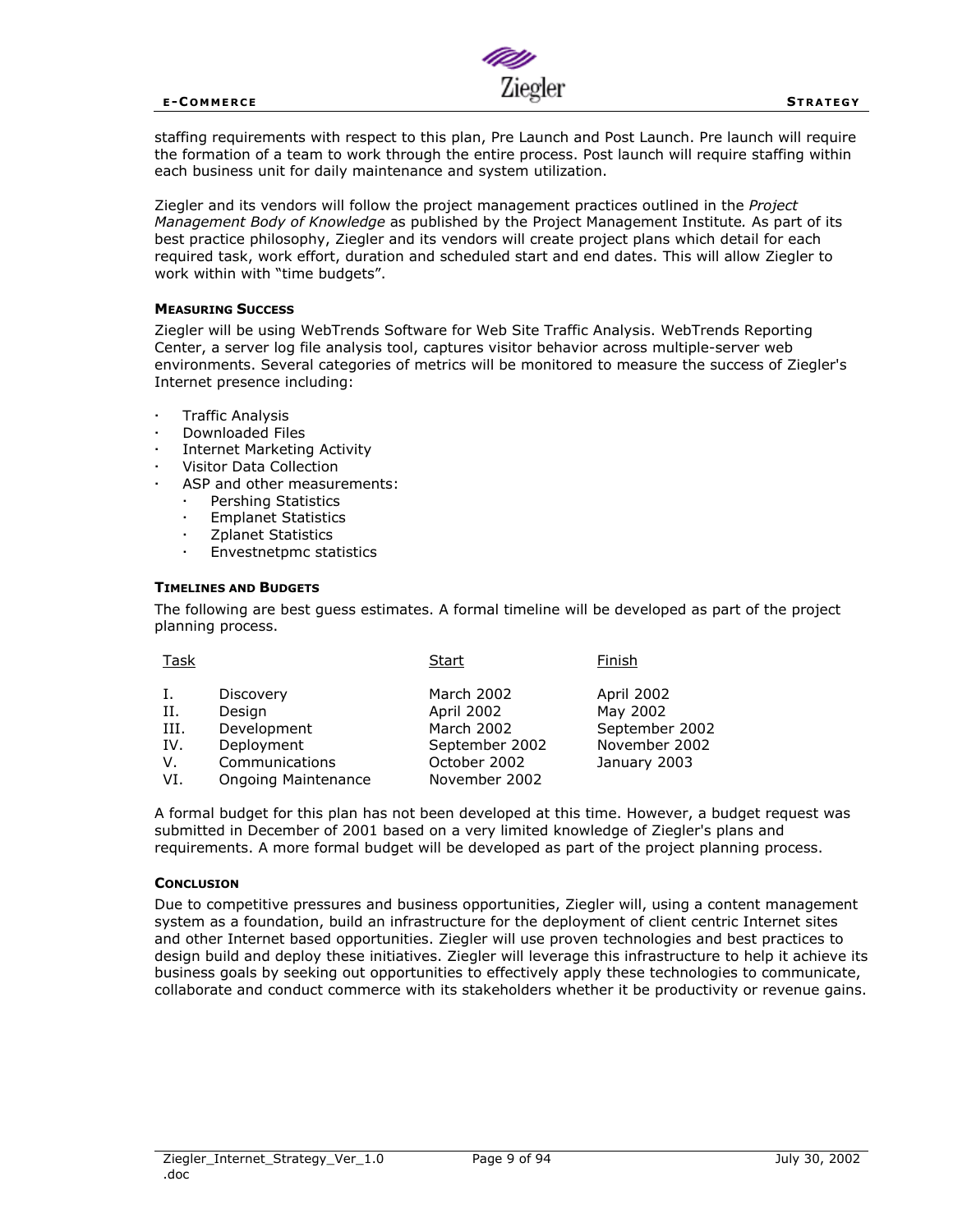staffing requirements with respect to this plan, Pre Launch and Post Launch. Pre launch will require the formation of a team to work through the entire process. Post launch will require staffing within each business unit for daily maintenance and system utilization.

Ziegler and its vendors will follow the project management practices outlined in the *Project Management Body of Knowledge* as published by the Project Management Institute. As part of its best practice philosophy, Ziegler and its vendors will create project plans which detail for each required task, work effort, duration and scheduled start and end dates. This will allow Ziegler to work within with "time budgets".

#### MEASURING SUCCESS

Ziegler will be using WebTrends Software for Web Site Traffic Analysis. WebTrends Reporting Center, a server log file analysis tool, captures visitor behavior across multiple-server web environments. Several categories of metrics will be monitored to measure the success of Ziegler's Internet presence including:

- Traffic Analysis
- Downloaded Files
- Internet Marketing Activity
- Visitor Data Collection
- ASP and other measurements:
  - Pershing Statistics
  - Emplanet Statistics
  - Zplanet Statistics
  - Envestnetpmc statistics

#### TIMELINES AND BUDGETS

The following are best guess estimates. A formal timeline will be developed as part of the project planning process.

| Task | | Start | Finish |
|---|---|---|---|
| I. | Discovery | March 2002 | April 2002 |
| II. | Design | April 2002 | May 2002 |
| III. | Development | March 2002 | September 2002 |
| IV. | Deployment | September 2002 | November 2002 |
| V. | Communications | October 2002 | January 2003 |
| VI. | Ongoing Maintenance | November 2002 | |

A formal budget for this plan has not been developed at this time. However, a budget request was submitted in December of 2001 based on a very limited knowledge of Ziegler's plans and requirements. A more formal budget will be developed as part of the project planning process.

#### CONCLUSION

Due to competitive pressures and business opportunities, Ziegler will, using a content management system as a foundation, build an infrastructure for the deployment of client centric Internet sites and other Internet based opportunities. Ziegler will use proven technologies and best practices to design build and deploy these initiatives. Ziegler will leverage this infrastructure to help it achieve its business goals by seeking out opportunities to effectively apply these technologies to communicate, collaborate and conduct commerce with its stakeholders whether it be productivity or revenue gains.